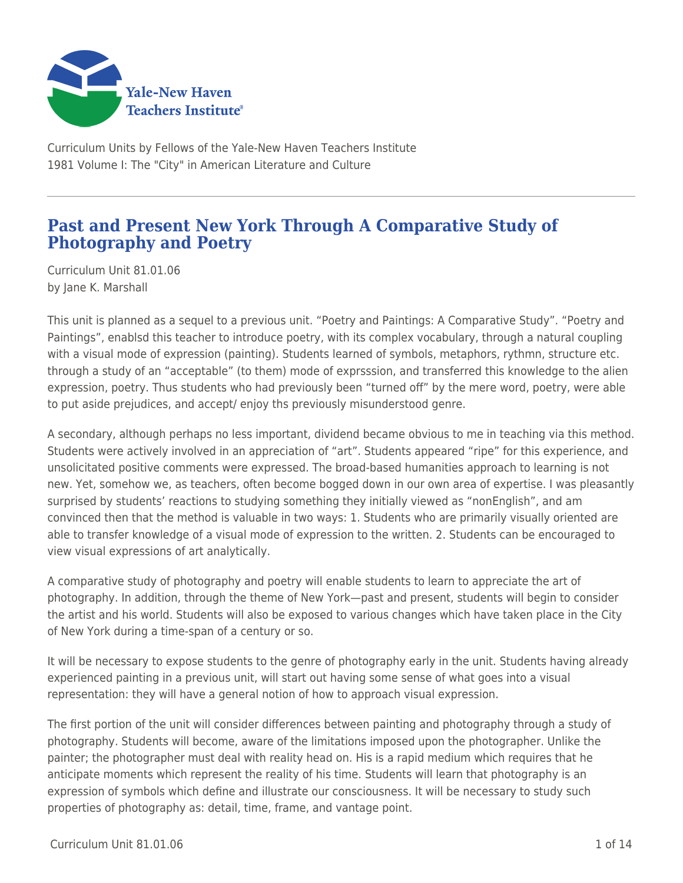Curriculum Units by Fellows of the Yale-New Haven Teachers Institute
1981 Volume I: The "City" in American Literature and Culture

# Past and Present New York Through A Comparative Study of Photography and Poetry

Curriculum Unit 81.01.06
by Jane K. Marshall

This unit is planned as a sequel to a previous unit. "Poetry and Paintings: A Comparative Study". "Poetry and Paintings", enablsd this teacher to introduce poetry, with its complex vocabulary, through a natural coupling with a visual mode of expression (painting). Students learned of symbols, metaphors, rythmn, structure etc. through a study of an "acceptable" (to them) mode of exprsssion, and transferred this knowledge to the alien expression, poetry. Thus students who had previously been "turned off" by the mere word, poetry, were able to put aside prejudices, and accept/ enjoy ths previously misunderstood genre.

A secondary, although perhaps no less important, dividend became obvious to me in teaching via this method. Students were actively involved in an appreciation of "art". Students appeared "ripe" for this experience, and unsolicitated positive comments were expressed. The broad-based humanities approach to learning is not new. Yet, somehow we, as teachers, often become bogged down in our own area of expertise. I was pleasantly surprised by students' reactions to studying something they initially viewed as "nonEnglish", and am convinced then that the method is valuable in two ways: 1. Students who are primarily visually oriented are able to transfer knowledge of a visual mode of expression to the written. 2. Students can be encouraged to view visual expressions of art analytically.

A comparative study of photography and poetry will enable students to learn to appreciate the art of photography. In addition, through the theme of New York—past and present, students will begin to consider the artist and his world. Students will also be exposed to various changes which have taken place in the City of New York during a time-span of a century or so.

It will be necessary to expose students to the genre of photography early in the unit. Students having already experienced painting in a previous unit, will start out having some sense of what goes into a visual representation: they will have a general notion of how to approach visual expression.

The first portion of the unit will consider differences between painting and photography through a study of photography. Students will become, aware of the limitations imposed upon the photographer. Unlike the painter; the photographer must deal with reality head on. His is a rapid medium which requires that he anticipate moments which represent the reality of his time. Students will learn that photography is an expression of symbols which define and illustrate our consciousness. It will be necessary to study such properties of photography as: detail, time, frame, and vantage point.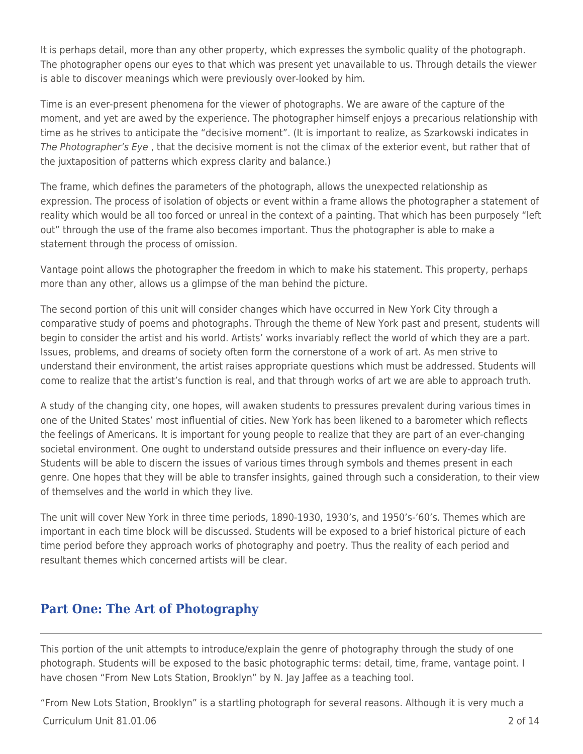It is perhaps detail, more than any other property, which expresses the symbolic quality of the photograph. The photographer opens our eyes to that which was present yet unavailable to us. Through details the viewer is able to discover meanings which were previously over-looked by him.

Time is an ever-present phenomena for the viewer of photographs. We are aware of the capture of the moment, and yet are awed by the experience. The photographer himself enjoys a precarious relationship with time as he strives to anticipate the "decisive moment". (It is important to realize, as Szarkowski indicates in *The Photographer's Eye* , that the decisive moment is not the climax of the exterior event, but rather that of the juxtaposition of patterns which express clarity and balance.)

The frame, which defines the parameters of the photograph, allows the unexpected relationship as expression. The process of isolation of objects or event within a frame allows the photographer a statement of reality which would be all too forced or unreal in the context of a painting. That which has been purposely "left out" through the use of the frame also becomes important. Thus the photographer is able to make a statement through the process of omission.

Vantage point allows the photographer the freedom in which to make his statement. This property, perhaps more than any other, allows us a glimpse of the man behind the picture.

The second portion of this unit will consider changes which have occurred in New York City through a comparative study of poems and photographs. Through the theme of New York past and present, students will begin to consider the artist and his world. Artists' works invariably reflect the world of which they are a part. Issues, problems, and dreams of society often form the cornerstone of a work of art. As men strive to understand their environment, the artist raises appropriate questions which must be addressed. Students will come to realize that the artist's function is real, and that through works of art we are able to approach truth.

A study of the changing city, one hopes, will awaken students to pressures prevalent during various times in one of the United States' most influential of cities. New York has been likened to a barometer which reflects the feelings of Americans. It is important for young people to realize that they are part of an ever-changing societal environment. One ought to understand outside pressures and their influence on every-day life. Students will be able to discern the issues of various times through symbols and themes present in each genre. One hopes that they will be able to transfer insights, gained through such a consideration, to their view of themselves and the world in which they live.

The unit will cover New York in three time periods, 1890-1930, 1930's, and 1950's-'60's. Themes which are important in each time block will be discussed. Students will be exposed to a brief historical picture of each time period before they approach works of photography and poetry. Thus the reality of each period and resultant themes which concerned artists will be clear.

## Part One: The Art of Photography

This portion of the unit attempts to introduce/explain the genre of photography through the study of one photograph. Students will be exposed to the basic photographic terms: detail, time, frame, vantage point. I have chosen "From New Lots Station, Brooklyn" by N. Jay Jaffee as a teaching tool.

"From New Lots Station, Brooklyn" is a startling photograph for several reasons. Although it is very much a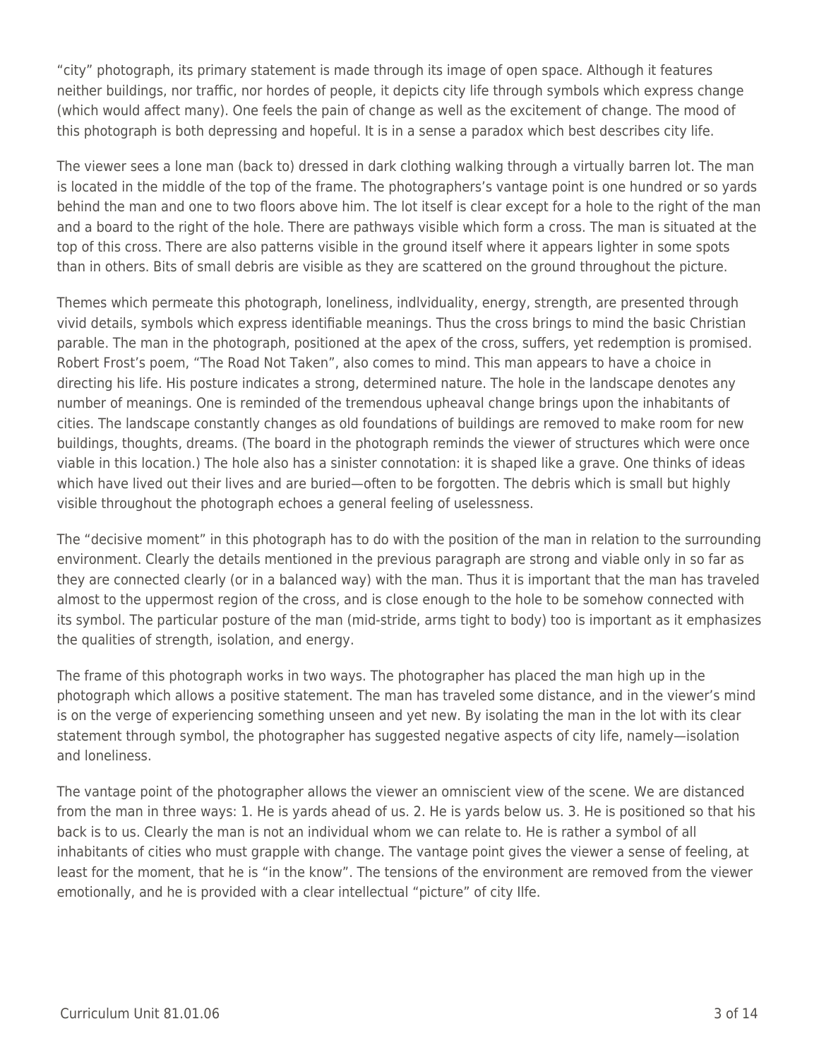"city" photograph, its primary statement is made through its image of open space. Although it features neither buildings, nor traffic, nor hordes of people, it depicts city life through symbols which express change (which would affect many). One feels the pain of change as well as the excitement of change. The mood of this photograph is both depressing and hopeful. It is in a sense a paradox which best describes city life.

The viewer sees a lone man (back to) dressed in dark clothing walking through a virtually barren lot. The man is located in the middle of the top of the frame. The photographers's vantage point is one hundred or so yards behind the man and one to two floors above him. The lot itself is clear except for a hole to the right of the man and a board to the right of the hole. There are pathways visible which form a cross. The man is situated at the top of this cross. There are also patterns visible in the ground itself where it appears lighter in some spots than in others. Bits of small debris are visible as they are scattered on the ground throughout the picture.

Themes which permeate this photograph, loneliness, indlviduality, energy, strength, are presented through vivid details, symbols which express identifiable meanings. Thus the cross brings to mind the basic Christian parable. The man in the photograph, positioned at the apex of the cross, suffers, yet redemption is promised. Robert Frost's poem, "The Road Not Taken", also comes to mind. This man appears to have a choice in directing his life. His posture indicates a strong, determined nature. The hole in the landscape denotes any number of meanings. One is reminded of the tremendous upheaval change brings upon the inhabitants of cities. The landscape constantly changes as old foundations of buildings are removed to make room for new buildings, thoughts, dreams. (The board in the photograph reminds the viewer of structures which were once viable in this location.) The hole also has a sinister connotation: it is shaped like a grave. One thinks of ideas which have lived out their lives and are buried—often to be forgotten. The debris which is small but highly visible throughout the photograph echoes a general feeling of uselessness.

The "decisive moment" in this photograph has to do with the position of the man in relation to the surrounding environment. Clearly the details mentioned in the previous paragraph are strong and viable only in so far as they are connected clearly (or in a balanced way) with the man. Thus it is important that the man has traveled almost to the uppermost region of the cross, and is close enough to the hole to be somehow connected with its symbol. The particular posture of the man (mid-stride, arms tight to body) too is important as it emphasizes the qualities of strength, isolation, and energy.

The frame of this photograph works in two ways. The photographer has placed the man high up in the photograph which allows a positive statement. The man has traveled some distance, and in the viewer's mind is on the verge of experiencing something unseen and yet new. By isolating the man in the lot with its clear statement through symbol, the photographer has suggested negative aspects of city life, namely—isolation and loneliness.

The vantage point of the photographer allows the viewer an omniscient view of the scene. We are distanced from the man in three ways: 1. He is yards ahead of us. 2. He is yards below us. 3. He is positioned so that his back is to us. Clearly the man is not an individual whom we can relate to. He is rather a symbol of all inhabitants of cities who must grapple with change. The vantage point gives the viewer a sense of feeling, at least for the moment, that he is "in the know". The tensions of the environment are removed from the viewer emotionally, and he is provided with a clear intellectual "picture" of city Ilfe.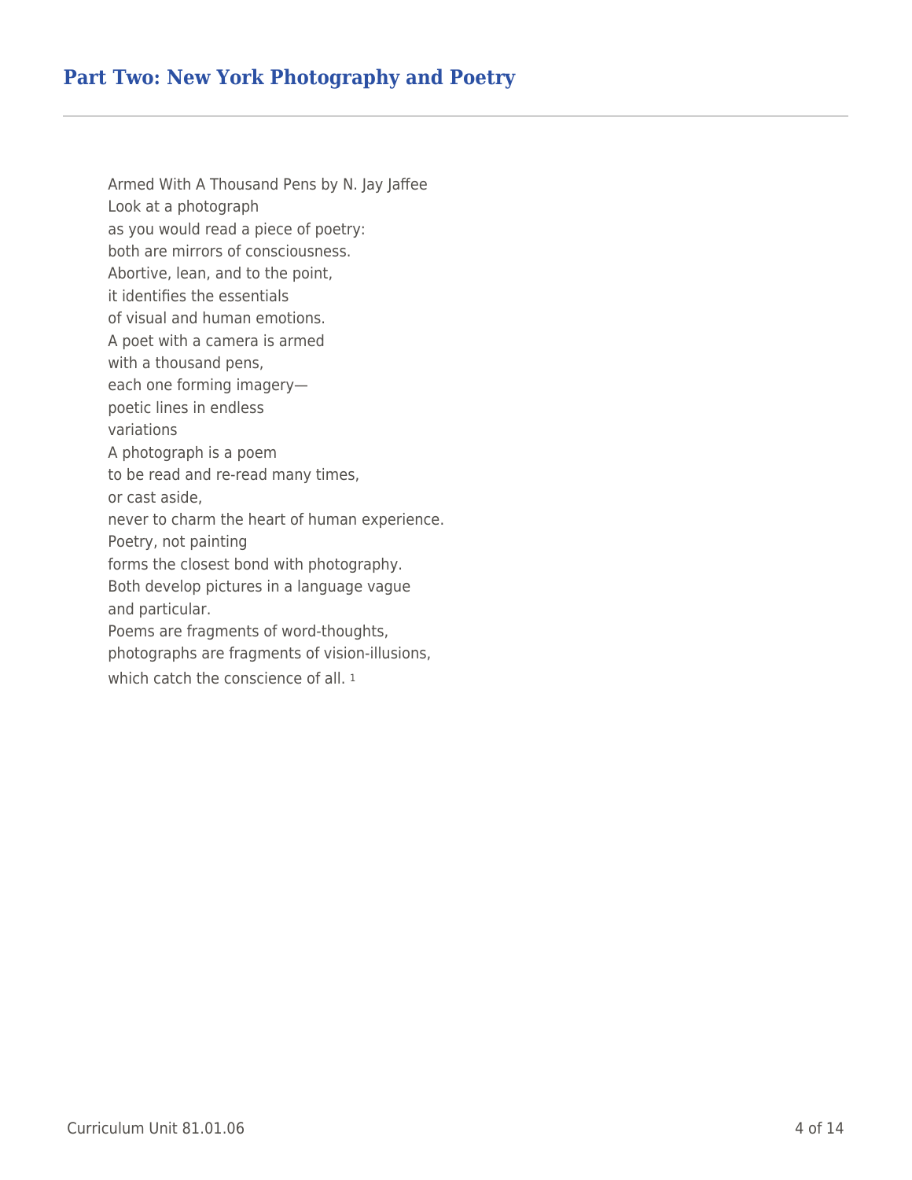## Part Two: New York Photography and Poetry

Armed With A Thousand Pens by N. Jay Jaffee
Look at a photograph
as you would read a piece of poetry:
both are mirrors of consciousness.
Abortive, lean, and to the point,
it identifies the essentials
of visual and human emotions.
A poet with a camera is armed
with a thousand pens,
each one forming imagery—
poetic lines in endless
variations
A photograph is a poem
to be read and re-read many times,
or cast aside,
never to charm the heart of human experience.
Poetry, not painting
forms the closest bond with photography.
Both develop pictures in a language vague
and particular.
Poems are fragments of word-thoughts,
photographs are fragments of vision-illusions,
which catch the conscience of all. [1]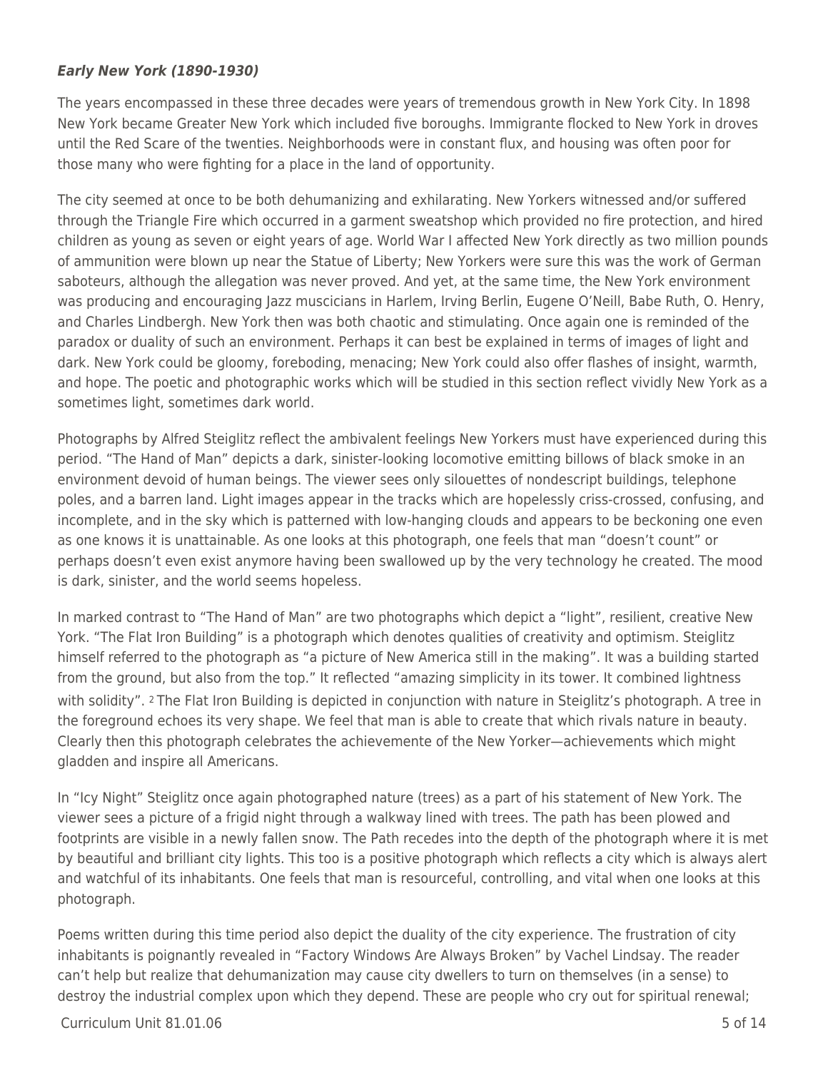***Early New York (1890-1930)***

The years encompassed in these three decades were years of tremendous growth in New York City. In 1898 New York became Greater New York which included five boroughs. Immigrante flocked to New York in droves until the Red Scare of the twenties. Neighborhoods were in constant flux, and housing was often poor for those many who were fighting for a place in the land of opportunity.

The city seemed at once to be both dehumanizing and exhilarating. New Yorkers witnessed and/or suffered through the Triangle Fire which occurred in a garment sweatshop which provided no fire protection, and hired children as young as seven or eight years of age. World War I affected New York directly as two million pounds of ammunition were blown up near the Statue of Liberty; New Yorkers were sure this was the work of German saboteurs, although the allegation was never proved. And yet, at the same time, the New York environment was producing and encouraging Jazz muscicians in Harlem, Irving Berlin, Eugene O'Neill, Babe Ruth, O. Henry, and Charles Lindbergh. New York then was both chaotic and stimulating. Once again one is reminded of the paradox or duality of such an environment. Perhaps it can best be explained in terms of images of light and dark. New York could be gloomy, foreboding, menacing; New York could also offer flashes of insight, warmth, and hope. The poetic and photographic works which will be studied in this section reflect vividly New York as a sometimes light, sometimes dark world.

Photographs by Alfred Steiglitz reflect the ambivalent feelings New Yorkers must have experienced during this period. "The Hand of Man" depicts a dark, sinister-looking locomotive emitting billows of black smoke in an environment devoid of human beings. The viewer sees only silouettes of nondescript buildings, telephone poles, and a barren land. Light images appear in the tracks which are hopelessly criss-crossed, confusing, and incomplete, and in the sky which is patterned with low-hanging clouds and appears to be beckoning one even as one knows it is unattainable. As one looks at this photograph, one feels that man "doesn't count" or perhaps doesn't even exist anymore having been swallowed up by the very technology he created. The mood is dark, sinister, and the world seems hopeless.

In marked contrast to "The Hand of Man" are two photographs which depict a "light", resilient, creative New York. "The Flat Iron Building" is a photograph which denotes qualities of creativity and optimism. Steiglitz himself referred to the photograph as "a picture of New America still in the making". It was a building started from the ground, but also from the top." It reflected "amazing simplicity in its tower. It combined lightness with solidity". [2] The Flat Iron Building is depicted in conjunction with nature in Steiglitz's photograph. A tree in the foreground echoes its very shape. We feel that man is able to create that which rivals nature in beauty. Clearly then this photograph celebrates the achievemente of the New Yorker—achievements which might gladden and inspire all Americans.

In "Icy Night" Steiglitz once again photographed nature (trees) as a part of his statement of New York. The viewer sees a picture of a frigid night through a walkway lined with trees. The path has been plowed and footprints are visible in a newly fallen snow. The Path recedes into the depth of the photograph where it is met by beautiful and brilliant city lights. This too is a positive photograph which reflects a city which is always alert and watchful of its inhabitants. One feels that man is resourceful, controlling, and vital when one looks at this photograph.

Poems written during this time period also depict the duality of the city experience. The frustration of city inhabitants is poignantly revealed in "Factory Windows Are Always Broken" by Vachel Lindsay. The reader can't help but realize that dehumanization may cause city dwellers to turn on themselves (in a sense) to destroy the industrial complex upon which they depend. These are people who cry out for spiritual renewal;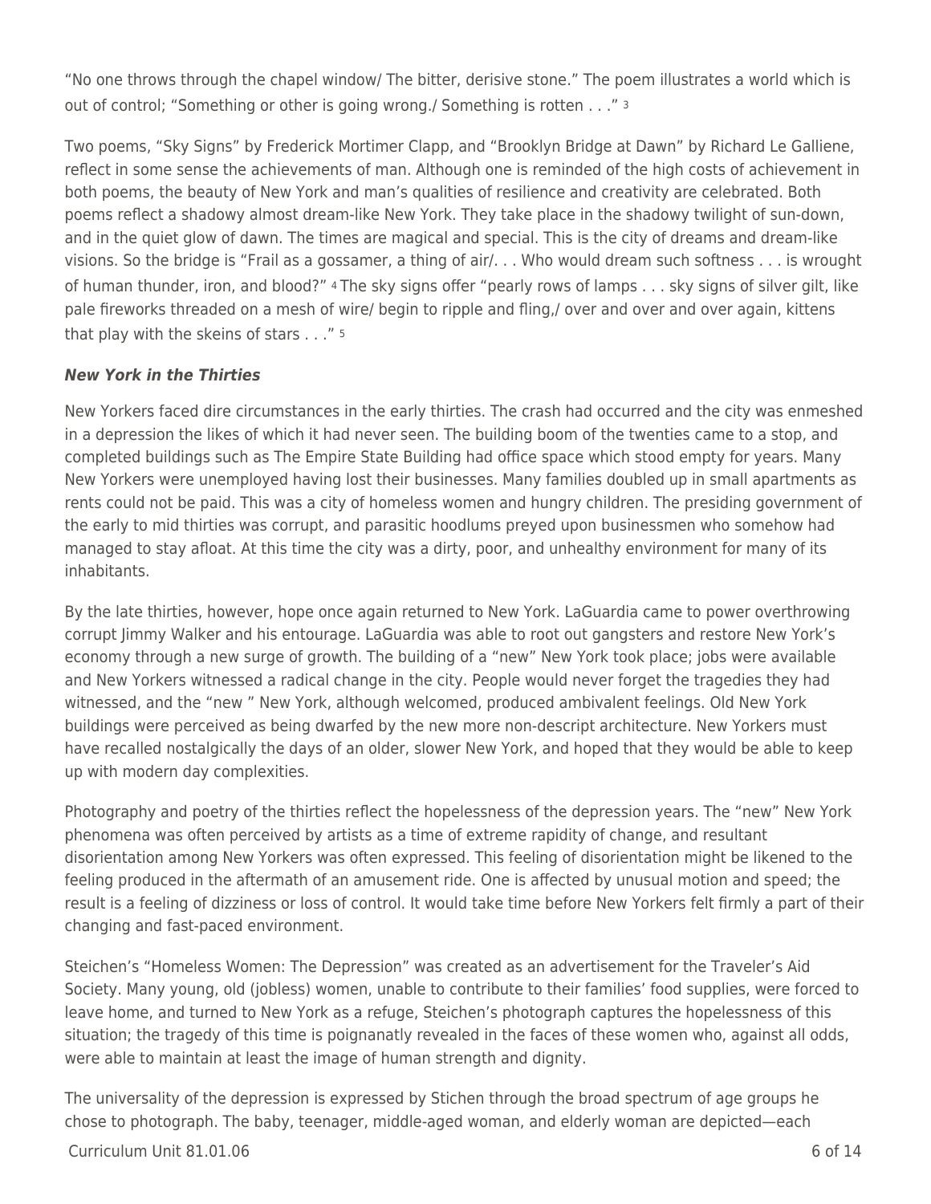"No one throws through the chapel window/ The bitter, derisive stone." The poem illustrates a world which is out of control; "Something or other is going wrong./ Something is rotten . . ." [3]

Two poems, "Sky Signs" by Frederick Mortimer Clapp, and "Brooklyn Bridge at Dawn" by Richard Le Galliene, reflect in some sense the achievements of man. Although one is reminded of the high costs of achievement in both poems, the beauty of New York and man's qualities of resilience and creativity are celebrated. Both poems reflect a shadowy almost dream-like New York. They take place in the shadowy twilight of sun-down, and in the quiet glow of dawn. The times are magical and special. This is the city of dreams and dream-like visions. So the bridge is "Frail as a gossamer, a thing of air/. . . Who would dream such softness . . . is wrought of human thunder, iron, and blood?" [4] The sky signs offer "pearly rows of lamps . . . sky signs of silver gilt, like pale fireworks threaded on a mesh of wire/ begin to ripple and fling,/ over and over and over again, kittens that play with the skeins of stars . . ." [5]

### ***New York in the Thirties***

New Yorkers faced dire circumstances in the early thirties. The crash had occurred and the city was enmeshed in a depression the likes of which it had never seen. The building boom of the twenties came to a stop, and completed buildings such as The Empire State Building had office space which stood empty for years. Many New Yorkers were unemployed having lost their businesses. Many families doubled up in small apartments as rents could not be paid. This was a city of homeless women and hungry children. The presiding government of the early to mid thirties was corrupt, and parasitic hoodlums preyed upon businessmen who somehow had managed to stay afloat. At this time the city was a dirty, poor, and unhealthy environment for many of its inhabitants.

By the late thirties, however, hope once again returned to New York. LaGuardia came to power overthrowing corrupt Jimmy Walker and his entourage. LaGuardia was able to root out gangsters and restore New York's economy through a new surge of growth. The building of a "new" New York took place; jobs were available and New Yorkers witnessed a radical change in the city. People would never forget the tragedies they had witnessed, and the "new " New York, although welcomed, produced ambivalent feelings. Old New York buildings were perceived as being dwarfed by the new more non-descript architecture. New Yorkers must have recalled nostalgically the days of an older, slower New York, and hoped that they would be able to keep up with modern day complexities.

Photography and poetry of the thirties reflect the hopelessness of the depression years. The "new" New York phenomena was often perceived by artists as a time of extreme rapidity of change, and resultant disorientation among New Yorkers was often expressed. This feeling of disorientation might be likened to the feeling produced in the aftermath of an amusement ride. One is affected by unusual motion and speed; the result is a feeling of dizziness or loss of control. It would take time before New Yorkers felt firmly a part of their changing and fast-paced environment.

Steichen's "Homeless Women: The Depression" was created as an advertisement for the Traveler's Aid Society. Many young, old (jobless) women, unable to contribute to their families' food supplies, were forced to leave home, and turned to New York as a refuge, Steichen's photograph captures the hopelessness of this situation; the tragedy of this time is poignanatly revealed in the faces of these women who, against all odds, were able to maintain at least the image of human strength and dignity.

The universality of the depression is expressed by Stichen through the broad spectrum of age groups he chose to photograph. The baby, teenager, middle-aged woman, and elderly woman are depicted—each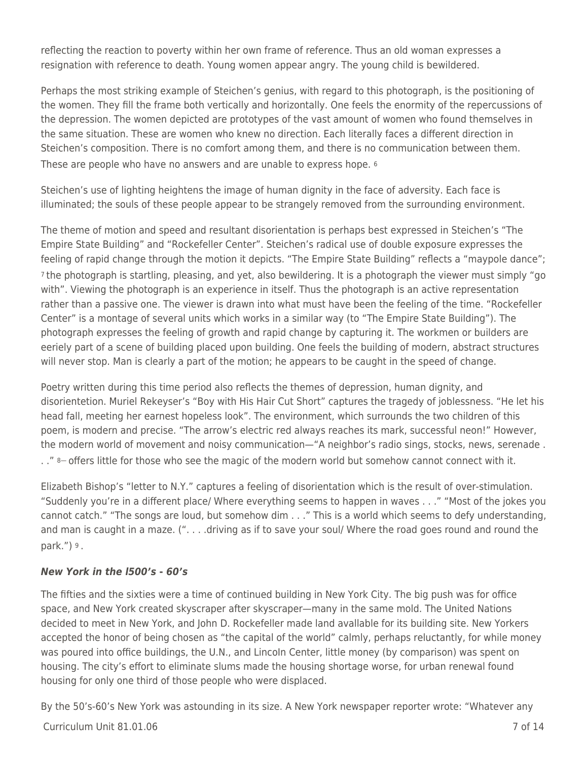reflecting the reaction to poverty within her own frame of reference. Thus an old woman expresses a resignation with reference to death. Young women appear angry. The young child is bewildered.

Perhaps the most striking example of Steichen's genius, with regard to this photograph, is the positioning of the women. They fill the frame both vertically and horizontally. One feels the enormity of the repercussions of the depression. The women depicted are prototypes of the vast amount of women who found themselves in the same situation. These are women who knew no direction. Each literally faces a different direction in Steichen's composition. There is no comfort among them, and there is no communication between them. These are people who have no answers and are unable to express hope. [6]

Steichen's use of lighting heightens the image of human dignity in the face of adversity. Each face is illuminated; the souls of these people appear to be strangely removed from the surrounding environment.

The theme of motion and speed and resultant disorientation is perhaps best expressed in Steichen's "The Empire State Building" and "Rockefeller Center". Steichen's radical use of double exposure expresses the feeling of rapid change through the motion it depicts. "The Empire State Building" reflects a "maypole dance"; [7] the photograph is startling, pleasing, and yet, also bewildering. It is a photograph the viewer must simply "go with". Viewing the photograph is an experience in itself. Thus the photograph is an active representation rather than a passive one. The viewer is drawn into what must have been the feeling of the time. "Rockefeller Center" is a montage of several units which works in a similar way (to "The Empire State Building"). The photograph expresses the feeling of growth and rapid change by capturing it. The workmen or builders are eerily part of a scene of building placed upon building. One feels the building of modern, abstract structures will never stop. Man is clearly a part of the motion; he appears to be caught in the speed of change.

Poetry written during this time period also reflects the themes of depression, human dignity, and disorientetion. Muriel Rekeyser's "Boy with His Hair Cut Short" captures the tragedy of joblessness. "He let his head fall, meeting her earnest hopeless look". The environment, which surrounds the two children of this poem, is modern and precise. "The arrow's electric red always reaches its mark, successful neon!" However, the modern world of movement and noisy communication—"A neighbor's radio sings, stocks, news, serenade . . ." [8]— offers little for those who see the magic of the modern world but somehow cannot connect with it.

Elizabeth Bishop's "letter to N.Y." captures a feeling of disorientation which is the result of over-stimulation. "Suddenly you're in a different place/ Where everything seems to happen in waves . . ." "Most of the jokes you cannot catch." "The songs are loud, but somehow dim . . ." This is a world which seems to defy understanding, and man is caught in a maze. (". . . .driving as if to save your soul/ Where the road goes round and round the park.") [9] .

### *New York in the l500's - 60's*

The fifties and the sixties were a time of continued building in New York City. The big push was for office space, and New York created skyscraper after skyscraper—many in the same mold. The United Nations decided to meet in New York, and John D. Rockefeller made land avallable for its building site. New Yorkers accepted the honor of being chosen as "the capital of the world" calmly, perhaps reluctantly, for while money was poured into office buildings, the U.N., and Lincoln Center, little money (by comparison) was spent on housing. The city's effort to eliminate slums made the housing shortage worse, for urban renewal found housing for only one third of those people who were displaced.

By the 50's-60's New York was astounding in its size. A New York newspaper reporter wrote: "Whatever any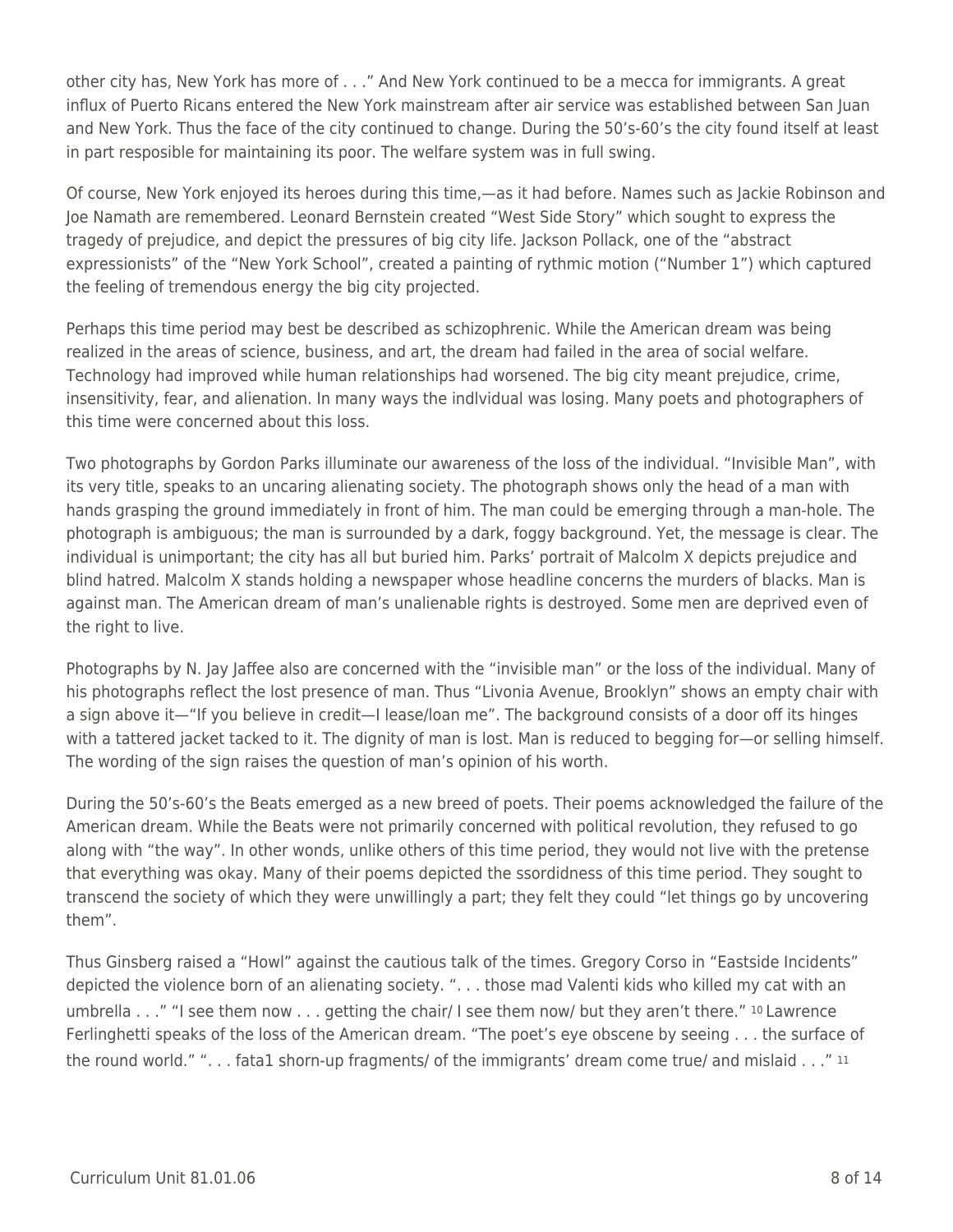other city has, New York has more of . . ." And New York continued to be a mecca for immigrants. A great influx of Puerto Ricans entered the New York mainstream after air service was established between San Juan and New York. Thus the face of the city continued to change. During the 50's-60's the city found itself at least in part resposible for maintaining its poor. The welfare system was in full swing.

Of course, New York enjoyed its heroes during this time,—as it had before. Names such as Jackie Robinson and Joe Namath are remembered. Leonard Bernstein created "West Side Story" which sought to express the tragedy of prejudice, and depict the pressures of big city life. Jackson Pollack, one of the "abstract expressionists" of the "New York School", created a painting of rythmic motion ("Number 1") which captured the feeling of tremendous energy the big city projected.

Perhaps this time period may best be described as schizophrenic. While the American dream was being realized in the areas of science, business, and art, the dream had failed in the area of social welfare. Technology had improved while human relationships had worsened. The big city meant prejudice, crime, insensitivity, fear, and alienation. In many ways the indlvidual was losing. Many poets and photographers of this time were concerned about this loss.

Two photographs by Gordon Parks illuminate our awareness of the loss of the individual. "Invisible Man", with its very title, speaks to an uncaring alienating society. The photograph shows only the head of a man with hands grasping the ground immediately in front of him. The man could be emerging through a man-hole. The photograph is ambiguous; the man is surrounded by a dark, foggy background. Yet, the message is clear. The individual is unimportant; the city has all but buried him. Parks' portrait of Malcolm X depicts prejudice and blind hatred. Malcolm X stands holding a newspaper whose headline concerns the murders of blacks. Man is against man. The American dream of man's unalienable rights is destroyed. Some men are deprived even of the right to live.

Photographs by N. Jay Jaffee also are concerned with the "invisible man" or the loss of the individual. Many of his photographs reflect the lost presence of man. Thus "Livonia Avenue, Brooklyn" shows an empty chair with a sign above it—"If you believe in credit—I lease/loan me". The background consists of a door off its hinges with a tattered jacket tacked to it. The dignity of man is lost. Man is reduced to begging for—or selling himself. The wording of the sign raises the question of man's opinion of his worth.

During the 50's-60's the Beats emerged as a new breed of poets. Their poems acknowledged the failure of the American dream. While the Beats were not primarily concerned with political revolution, they refused to go along with "the way". In other wonds, unlike others of this time period, they would not live with the pretense that everything was okay. Many of their poems depicted the ssordidness of this time period. They sought to transcend the society of which they were unwillingly a part; they felt they could "let things go by uncovering them".

Thus Ginsberg raised a "Howl" against the cautious talk of the times. Gregory Corso in "Eastside Incidents" depicted the violence born of an alienating society. ". . . those mad Valenti kids who killed my cat with an umbrella . . ." "I see them now . . . getting the chair/ I see them now/ but they aren't there." [10] Lawrence Ferlinghetti speaks of the loss of the American dream. "The poet's eye obscene by seeing . . . the surface of the round world." ". . . fata1 shorn-up fragments/ of the immigrants' dream come true/ and mislaid . . ." [11]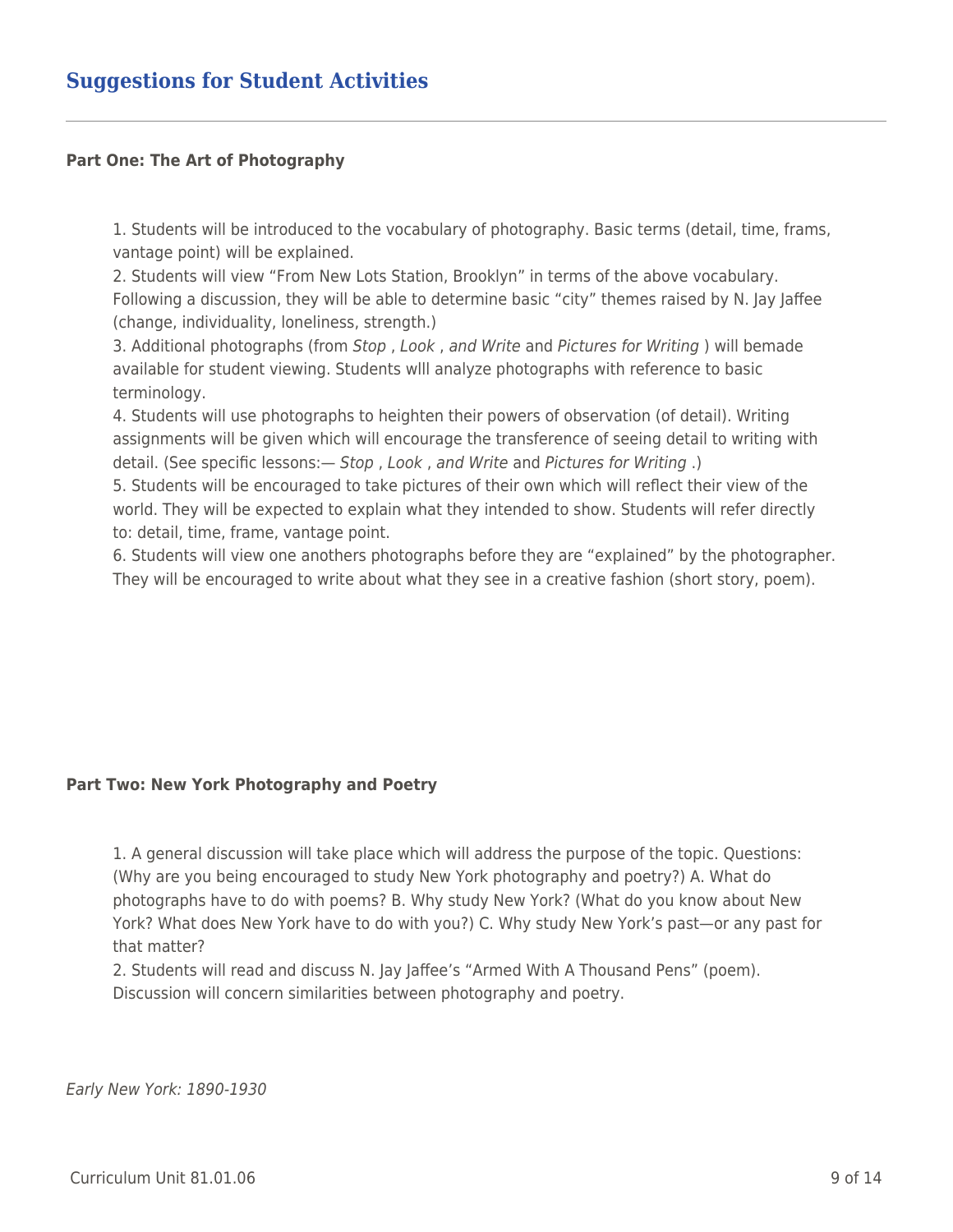## Suggestions for Student Activities

**Part One: The Art of Photography**

1. Students will be introduced to the vocabulary of photography. Basic terms (detail, time, frams, vantage point) will be explained.
2. Students will view "From New Lots Station, Brooklyn" in terms of the above vocabulary. Following a discussion, they will be able to determine basic "city" themes raised by N. Jay Jaffee (change, individuality, loneliness, strength.)
3. Additional photographs (from *Stop* , *Look* , *and Write* and *Pictures for Writing* ) will bemade available for student viewing. Students wlll analyze photographs with reference to basic terminology.
4. Students will use photographs to heighten their powers of observation (of detail). Writing assignments will be given which will encourage the transference of seeing detail to writing with detail. (See specific lessons:— *Stop* , *Look* , *and Write* and *Pictures for Writing* .)
5. Students will be encouraged to take pictures of their own which will reflect their view of the world. They will be expected to explain what they intended to show. Students will refer directly to: detail, time, frame, vantage point.
6. Students will view one anothers photographs before they are "explained" by the photographer. They will be encouraged to write about what they see in a creative fashion (short story, poem).

**Part Two: New York Photography and Poetry**

1. A general discussion will take place which will address the purpose of the topic. Questions: (Why are you being encouraged to study New York photography and poetry?) A. What do photographs have to do with poems? B. Why study New York? (What do you know about New York? What does New York have to do with you?) C. Why study New York's past—or any past for that matter?
2. Students will read and discuss N. Jay Jaffee's "Armed With A Thousand Pens" (poem). Discussion will concern similarities between photography and poetry.

*Early New York: 1890-1930*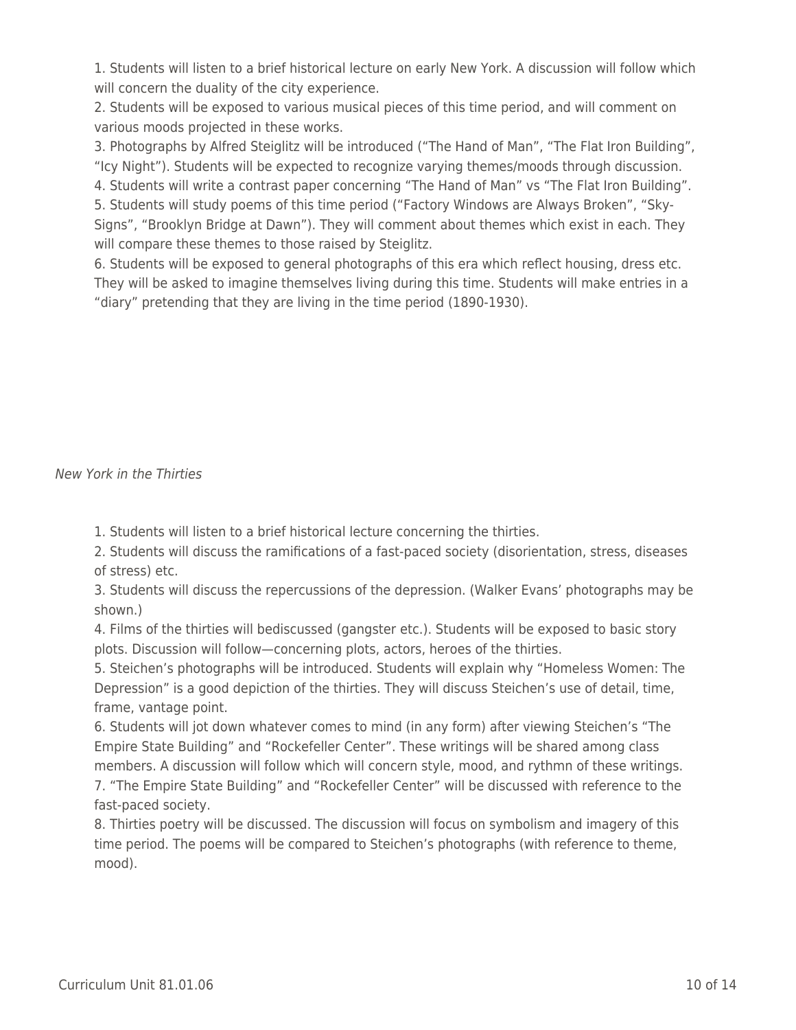1. Students will listen to a brief historical lecture on early New York. A discussion will follow which will concern the duality of the city experience.
2. Students will be exposed to various musical pieces of this time period, and will comment on various moods projected in these works.
3. Photographs by Alfred Steiglitz will be introduced ("The Hand of Man", "The Flat Iron Building", "Icy Night"). Students will be expected to recognize varying themes/moods through discussion.
4. Students will write a contrast paper concerning "The Hand of Man" vs "The Flat Iron Building".
5. Students will study poems of this time period ("Factory Windows are Always Broken", "Sky-Signs", "Brooklyn Bridge at Dawn"). They will comment about themes which exist in each. They will compare these themes to those raised by Steiglitz.
6. Students will be exposed to general photographs of this era which reflect housing, dress etc. They will be asked to imagine themselves living during this time. Students will make entries in a "diary" pretending that they are living in the time period (1890-1930).

*New York in the Thirties*

1. Students will listen to a brief historical lecture concerning the thirties.
2. Students will discuss the ramifications of a fast-paced society (disorientation, stress, diseases of stress) etc.
3. Students will discuss the repercussions of the depression. (Walker Evans' photographs may be shown.)
4. Films of the thirties will bediscussed (gangster etc.). Students will be exposed to basic story plots. Discussion will follow—concerning plots, actors, heroes of the thirties.
5. Steichen's photographs will be introduced. Students will explain why "Homeless Women: The Depression" is a good depiction of the thirties. They will discuss Steichen's use of detail, time, frame, vantage point.
6. Students will jot down whatever comes to mind (in any form) after viewing Steichen's "The Empire State Building" and "Rockefeller Center". These writings will be shared among class members. A discussion will follow which will concern style, mood, and rythmn of these writings.
7. "The Empire State Building" and "Rockefeller Center" will be discussed with reference to the fast-paced society.
8. Thirties poetry will be discussed. The discussion will focus on symbolism and imagery of this time period. The poems will be compared to Steichen's photographs (with reference to theme, mood).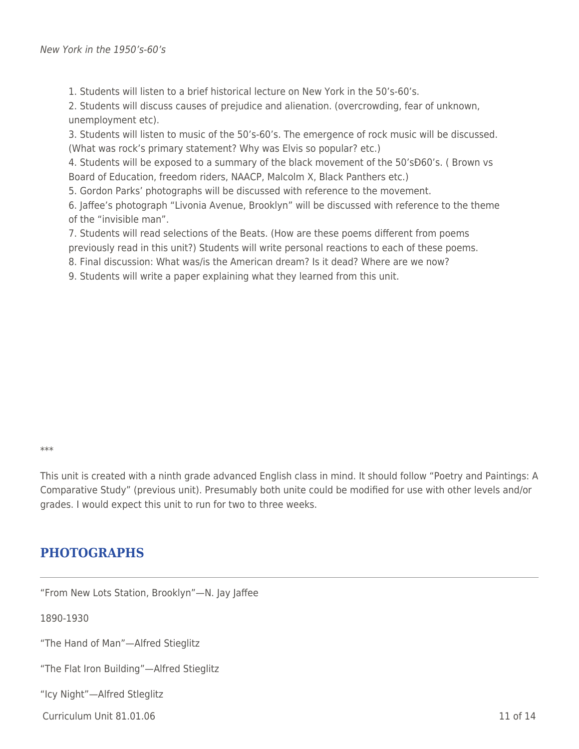*New York in the 1950's-60's*

1. Students will listen to a brief historical lecture on New York in the 50's-60's.
2. Students will discuss causes of prejudice and alienation. (overcrowding, fear of unknown, unemployment etc).
3. Students will listen to music of the 50's-60's. The emergence of rock music will be discussed. (What was rock's primary statement? Why was Elvis so popular? etc.)
4. Students will be exposed to a summary of the black movement of the 50'sÐ60's. ( Brown vs Board of Education, freedom riders, NAACP, Malcolm X, Black Panthers etc.)
5. Gordon Parks' photographs will be discussed with reference to the movement.
6. Jaffee's photograph "Livonia Avenue, Brooklyn" will be discussed with reference to the theme of the "invisible man".
7. Students will read selections of the Beats. (How are these poems different from poems previously read in this unit?) Students will write personal reactions to each of these poems.
8. Final discussion: What was/is the American dream? Is it dead? Where are we now?
9. Students will write a paper explaining what they learned from this unit.

***

This unit is created with a ninth grade advanced English class in mind. It should follow "Poetry and Paintings: A Comparative Study" (previous unit). Presumably both unite could be modified for use with other levels and/or grades. I would expect this unit to run for two to three weeks.

## PHOTOGRAPHS

"From New Lots Station, Brooklyn"—N. Jay Jaffee

1890-1930

"The Hand of Man"—Alfred Stieglitz

"The Flat Iron Building"—Alfred Stieglitz

"Icy Night"—Alfred Stleglitz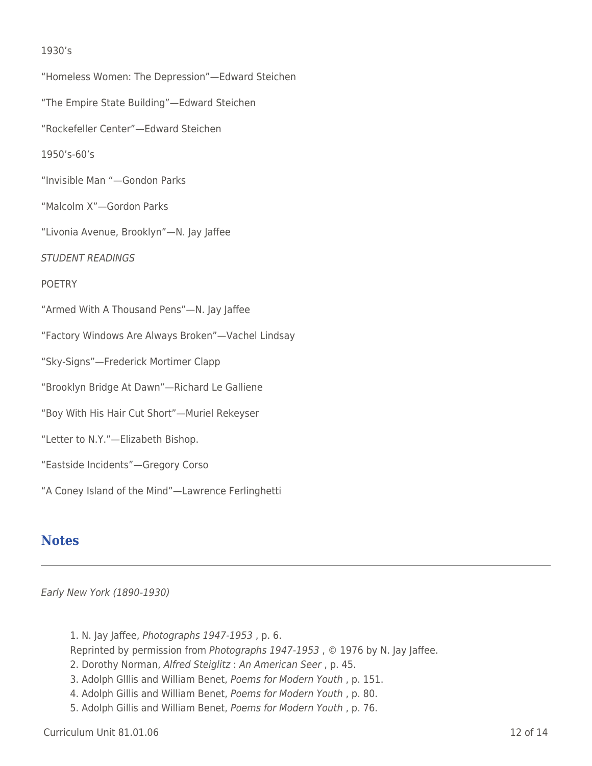1930’s

“Homeless Women: The Depression”—Edward Steichen

“The Empire State Building”—Edward Steichen

“Rockefeller Center”—Edward Steichen

1950’s-60’s

“Invisible Man “—Gondon Parks

“Malcolm X”—Gordon Parks

“Livonia Avenue, Brooklyn”—N. Jay Jaffee

*STUDENT READINGS*

POETRY

“Armed With A Thousand Pens”—N. Jay Jaffee

“Factory Windows Are Always Broken”—Vachel Lindsay

“Sky-Signs”—Frederick Mortimer Clapp

“Brooklyn Bridge At Dawn”—Richard Le Galliene

“Boy With His Hair Cut Short”—Muriel Rekeyser

“Letter to N.Y.”—Elizabeth Bishop.

“Eastside Incidents”—Gregory Corso

“A Coney Island of the Mind”—Lawrence Ferlinghetti

## Notes

*Early New York (1890-1930)*

1. N. Jay Jaffee, *Photographs 1947-1953* , p. 6.
Reprinted by permission from *Photographs 1947-1953* , © 1976 by N. Jay Jaffee.
2. Dorothy Norman, *Alfred Steiglitz* : *An American Seer* , p. 45.
3. Adolph GIllis and William Benet, *Poems for Modern Youth* , p. 151.
4. Adolph Gillis and William Benet, *Poems for Modern Youth* , p. 80.
5. Adolph Gillis and William Benet, *Poems for Modern Youth* , p. 76.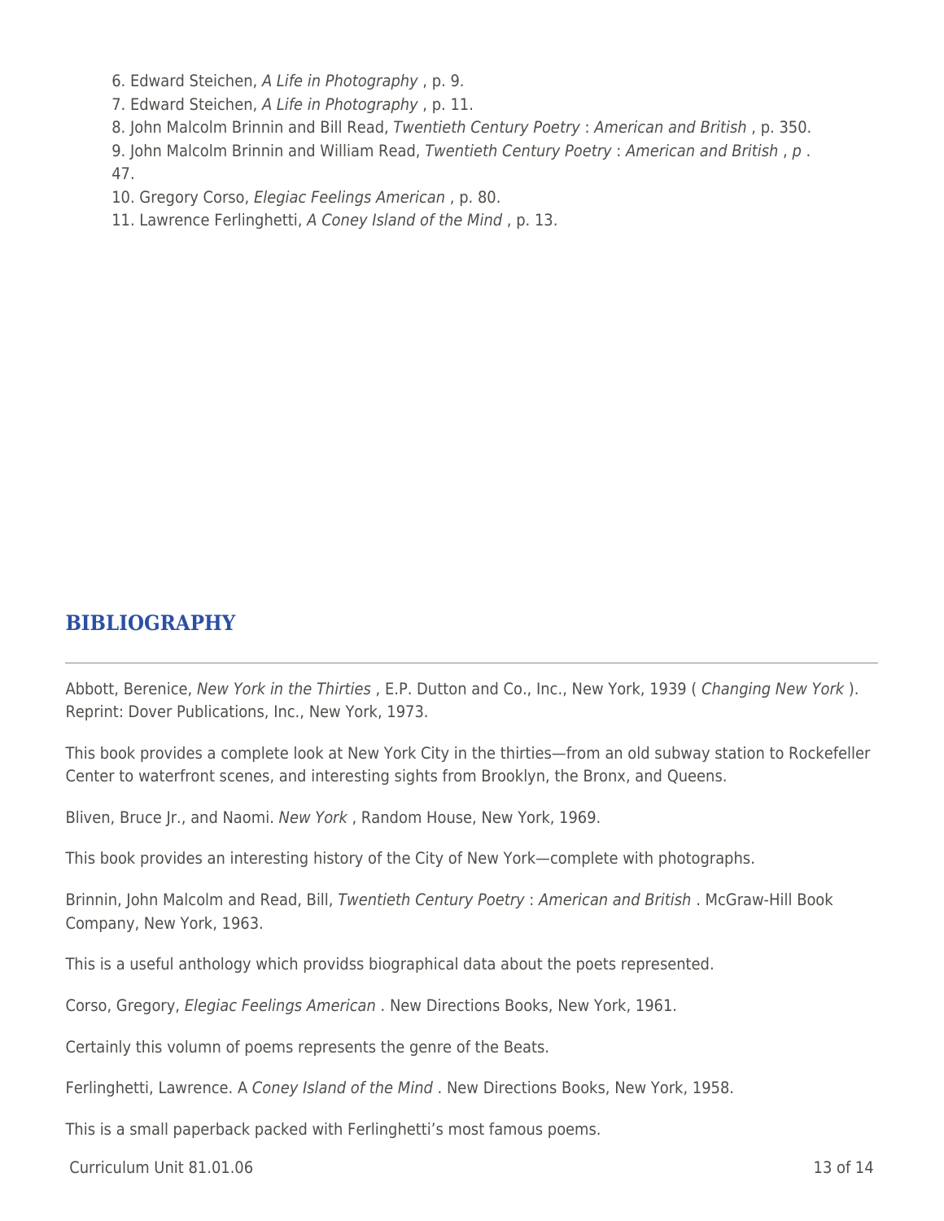6. Edward Steichen, *A Life in Photography* , p. 9.

7. Edward Steichen, *A Life in Photography* , p. 11.

8. John Malcolm Brinnin and Bill Read, *Twentieth Century Poetry* : *American and British* , p. 350.

9. John Malcolm Brinnin and William Read, *Twentieth Century Poetry* : *American and British* , *p* . 47.

10. Gregory Corso, *Elegiac Feelings American* , p. 80.

11. Lawrence Ferlinghetti, *A Coney Island of the Mind* , p. 13.

## BIBLIOGRAPHY

Abbott, Berenice, *New York in the Thirties* , E.P. Dutton and Co., Inc., New York, 1939 ( *Changing New York* ). Reprint: Dover Publications, Inc., New York, 1973.

This book provides a complete look at New York City in the thirties—from an old subway station to Rockefeller Center to waterfront scenes, and interesting sights from Brooklyn, the Bronx, and Queens.

Bliven, Bruce Jr., and Naomi. *New York* , Random House, New York, 1969.

This book provides an interesting history of the City of New York—complete with photographs.

Brinnin, John Malcolm and Read, Bill, *Twentieth Century Poetry* : *American and British* . McGraw-Hill Book Company, New York, 1963.

This is a useful anthology which providss biographical data about the poets represented.

Corso, Gregory, *Elegiac Feelings American* . New Directions Books, New York, 1961.

Certainly this volumn of poems represents the genre of the Beats.

Ferlinghetti, Lawrence. A *Coney Island of the Mind* . New Directions Books, New York, 1958.

This is a small paperback packed with Ferlinghetti's most famous poems.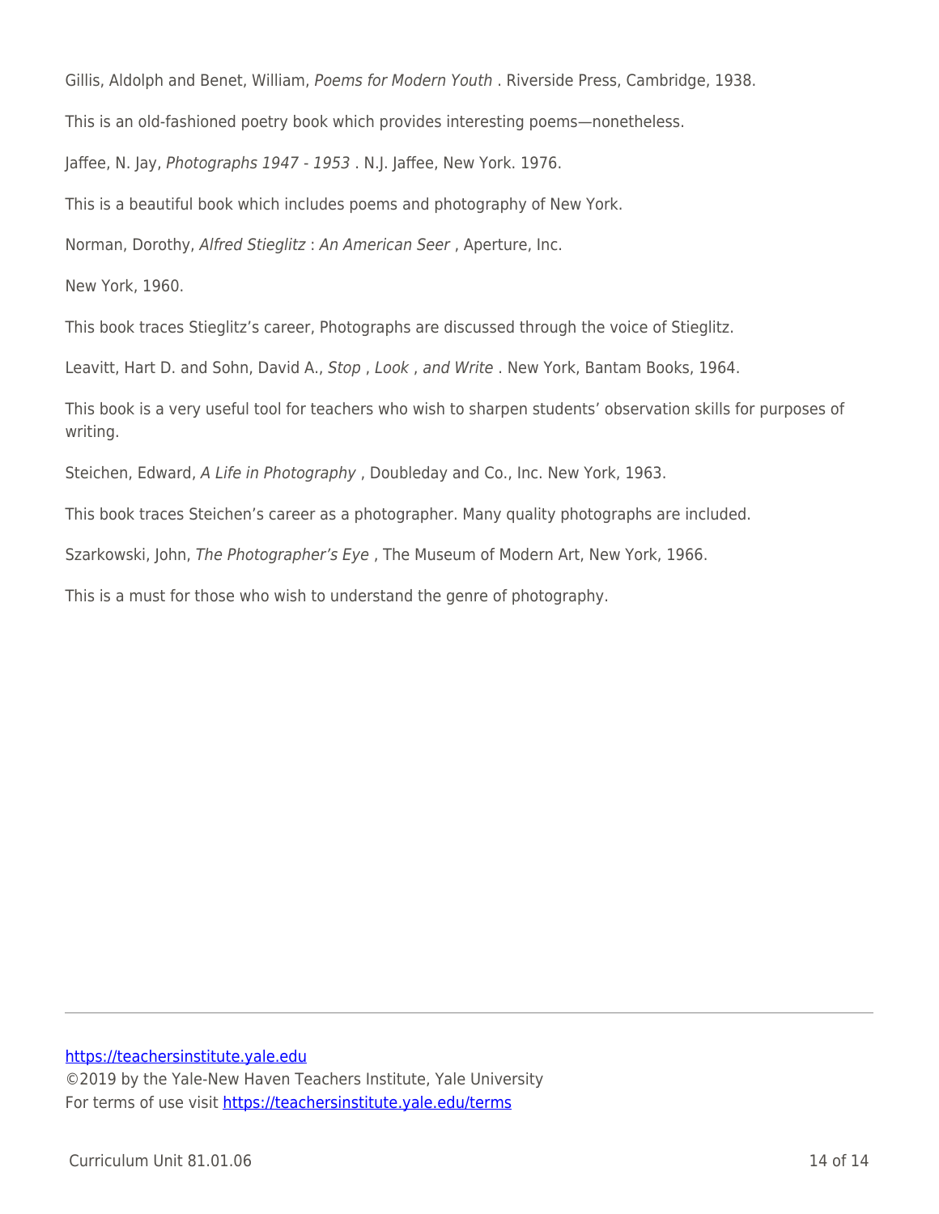Gillis, Aldolph and Benet, William, *Poems for Modern Youth* . Riverside Press, Cambridge, 1938.

This is an old-fashioned poetry book which provides interesting poems—nonetheless.

Jaffee, N. Jay, *Photographs 1947 - 1953* . N.J. Jaffee, New York. 1976.

This is a beautiful book which includes poems and photography of New York.

Norman, Dorothy, *Alfred Stieglitz* : *An American Seer* , Aperture, Inc.

New York, 1960.

This book traces Stieglitz's career, Photographs are discussed through the voice of Stieglitz.

Leavitt, Hart D. and Sohn, David A., *Stop* , *Look* , *and Write* . New York, Bantam Books, 1964.

This book is a very useful tool for teachers who wish to sharpen students' observation skills for purposes of writing.

Steichen, Edward, *A Life in Photography* , Doubleday and Co., Inc. New York, 1963.

This book traces Steichen's career as a photographer. Many quality photographs are included.

Szarkowski, John, *The Photographer's Eye* , The Museum of Modern Art, New York, 1966.

This is a must for those who wish to understand the genre of photography.

https://teachersinstitute.yale.edu
©2019 by the Yale-New Haven Teachers Institute, Yale University
For terms of use visit https://teachersinstitute.yale.edu/terms